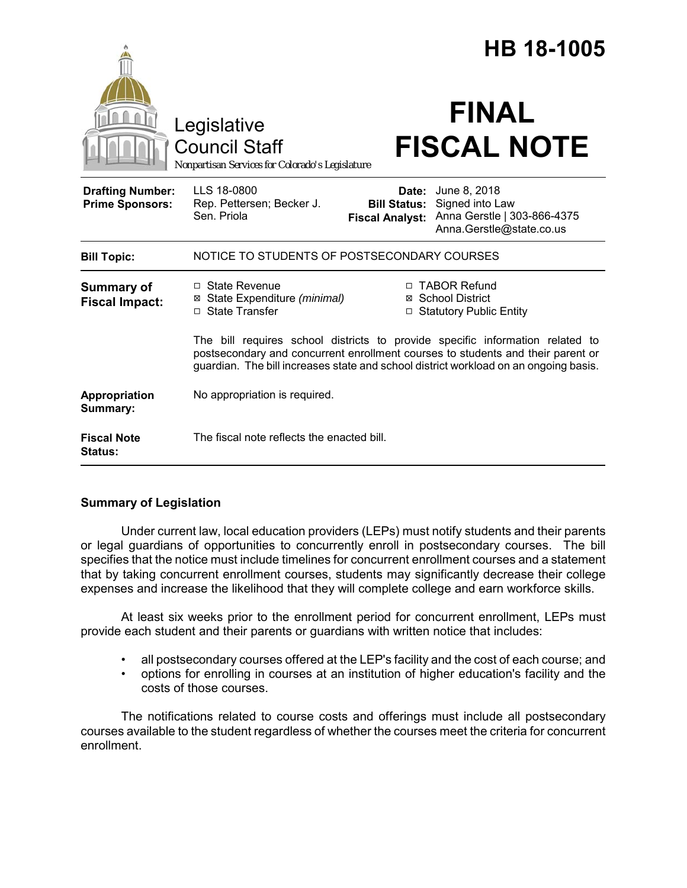# HB 18-1005

Legislative Council Staff

*Nonpartisan Services for Colorado's Legislature*

# FINAL FISCAL NOTE

| | | | |
|---|---|---|---|
| **Drafting Number:** | LLS 18-0800 | **Date:** | June 8, 2018 |
| **Prime Sponsors:** | Rep. Pettersen; Becker J. Sen. Priola | **Bill Status:** | Signed into Law |
| | | **Fiscal Analyst:** | Anna Gerstle \| 303-866-4375 Anna.Gerstle@state.co.us |

| | |
|---|---|
| **Bill Topic:** | NOTICE TO STUDENTS OF POSTSECONDARY COURSES |

**Summary of Fiscal Impact:**

- ☐ State Revenue
- ☒ State Expenditure *(minimal)*
- ☐ State Transfer
- ☐ TABOR Refund
- ☒ School District
- ☐ Statutory Public Entity

The bill requires school districts to provide specific information related to postsecondary and concurrent enrollment courses to students and their parent or guardian. The bill increases state and school district workload on an ongoing basis.

**Appropriation Summary:** No appropriation is required.

**Fiscal Note Status:** The fiscal note reflects the enacted bill.

## Summary of Legislation

Under current law, local education providers (LEPs) must notify students and their parents or legal guardians of opportunities to concurrently enroll in postsecondary courses. The bill specifies that the notice must include timelines for concurrent enrollment courses and a statement that by taking concurrent enrollment courses, students may significantly decrease their college expenses and increase the likelihood that they will complete college and earn workforce skills.

At least six weeks prior to the enrollment period for concurrent enrollment, LEPs must provide each student and their parents or guardians with written notice that includes:

- all postsecondary courses offered at the LEP's facility and the cost of each course; and
- options for enrolling in courses at an institution of higher education's facility and the costs of those courses.

The notifications related to course costs and offerings must include all postsecondary courses available to the student regardless of whether the courses meet the criteria for concurrent enrollment.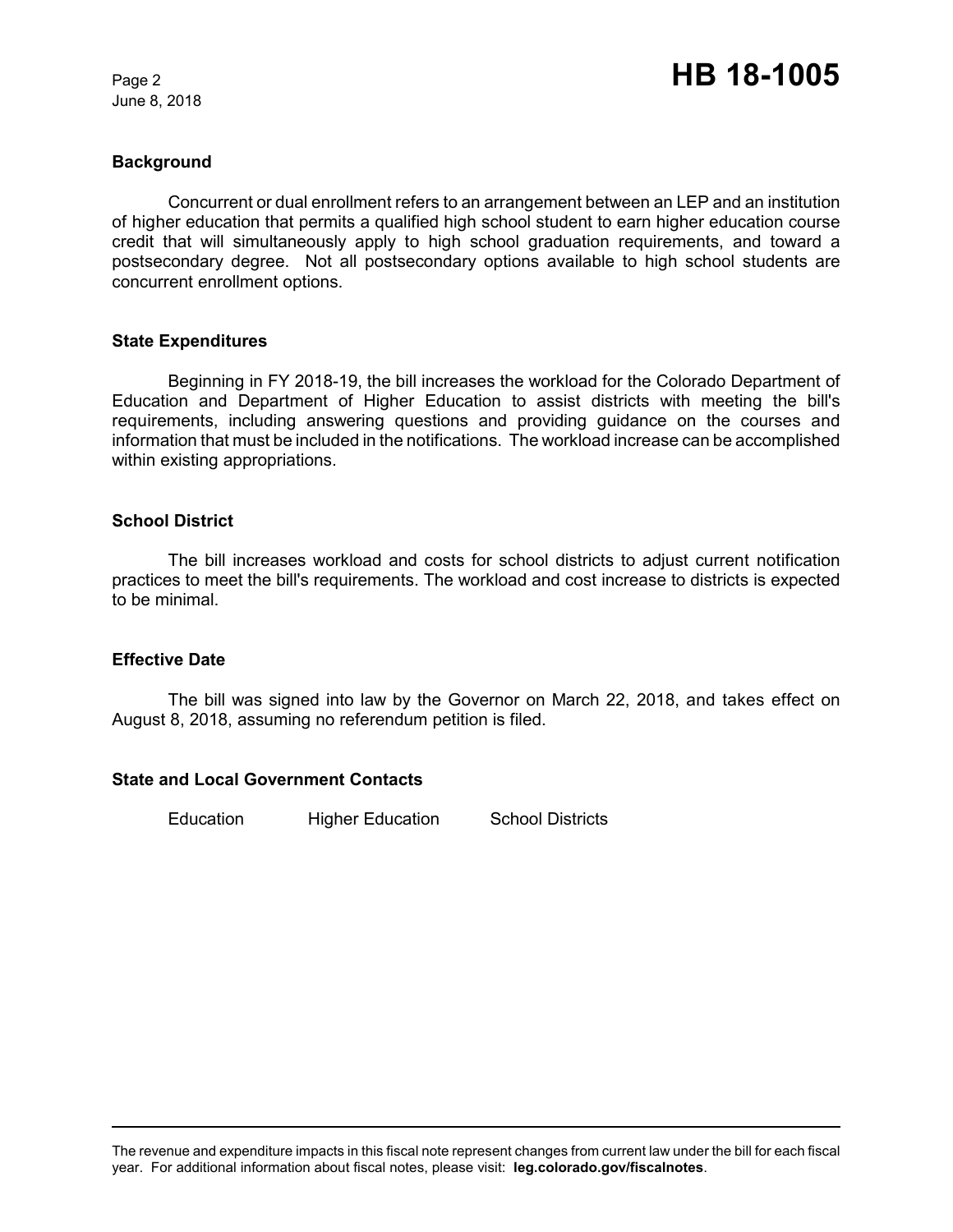## Background

Concurrent or dual enrollment refers to an arrangement between an LEP and an institution of higher education that permits a qualified high school student to earn higher education course credit that will simultaneously apply to high school graduation requirements, and toward a postsecondary degree. Not all postsecondary options available to high school students are concurrent enrollment options.

## State Expenditures

Beginning in FY 2018-19, the bill increases the workload for the Colorado Department of Education and Department of Higher Education to assist districts with meeting the bill's requirements, including answering questions and providing guidance on the courses and information that must be included in the notifications. The workload increase can be accomplished within existing appropriations.

## School District

The bill increases workload and costs for school districts to adjust current notification practices to meet the bill's requirements. The workload and cost increase to districts is expected to be minimal.

## Effective Date

The bill was signed into law by the Governor on March 22, 2018, and takes effect on August 8, 2018, assuming no referendum petition is filed.

## State and Local Government Contacts

Education Higher Education School Districts

The revenue and expenditure impacts in this fiscal note represent changes from current law under the bill for each fiscal year. For additional information about fiscal notes, please visit: **leg.colorado.gov/fiscalnotes**.